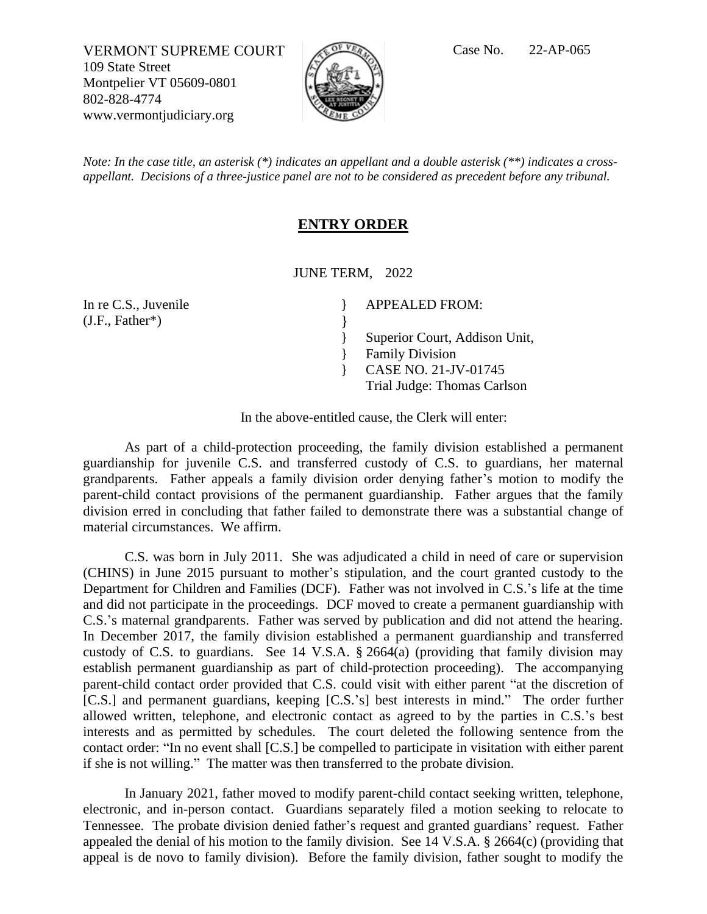VERMONT SUPREME COURT
109 State Street
Montpelier VT 05609-0801
802-828-4774
www.vermontjudiciary.org

Case No. 22-AP-065

*Note: In the case title, an asterisk (*) indicates an appellant and a double asterisk (**) indicates a cross-appellant. Decisions of a three-justice panel are not to be considered as precedent before any tribunal.*

## ENTRY ORDER

JUNE TERM, 2022

In re C.S., Juvenile } APPEALED FROM:
(J.F., Father*) }
} Superior Court, Addison Unit,
} Family Division
} CASE NO. 21-JV-01745
Trial Judge: Thomas Carlson

In the above-entitled cause, the Clerk will enter:

As part of a child-protection proceeding, the family division established a permanent guardianship for juvenile C.S. and transferred custody of C.S. to guardians, her maternal grandparents. Father appeals a family division order denying father's motion to modify the parent-child contact provisions of the permanent guardianship. Father argues that the family division erred in concluding that father failed to demonstrate there was a substantial change of material circumstances. We affirm.

C.S. was born in July 2011. She was adjudicated a child in need of care or supervision (CHINS) in June 2015 pursuant to mother's stipulation, and the court granted custody to the Department for Children and Families (DCF). Father was not involved in C.S.'s life at the time and did not participate in the proceedings. DCF moved to create a permanent guardianship with C.S.'s maternal grandparents. Father was served by publication and did not attend the hearing. In December 2017, the family division established a permanent guardianship and transferred custody of C.S. to guardians. See 14 V.S.A. § 2664(a) (providing that family division may establish permanent guardianship as part of child-protection proceeding). The accompanying parent-child contact order provided that C.S. could visit with either parent "at the discretion of [C.S.] and permanent guardians, keeping [C.S.'s] best interests in mind." The order further allowed written, telephone, and electronic contact as agreed to by the parties in C.S.'s best interests and as permitted by schedules. The court deleted the following sentence from the contact order: "In no event shall [C.S.] be compelled to participate in visitation with either parent if she is not willing." The matter was then transferred to the probate division.

In January 2021, father moved to modify parent-child contact seeking written, telephone, electronic, and in-person contact. Guardians separately filed a motion seeking to relocate to Tennessee. The probate division denied father's request and granted guardians' request. Father appealed the denial of his motion to the family division. See 14 V.S.A. § 2664(c) (providing that appeal is de novo to family division). Before the family division, father sought to modify the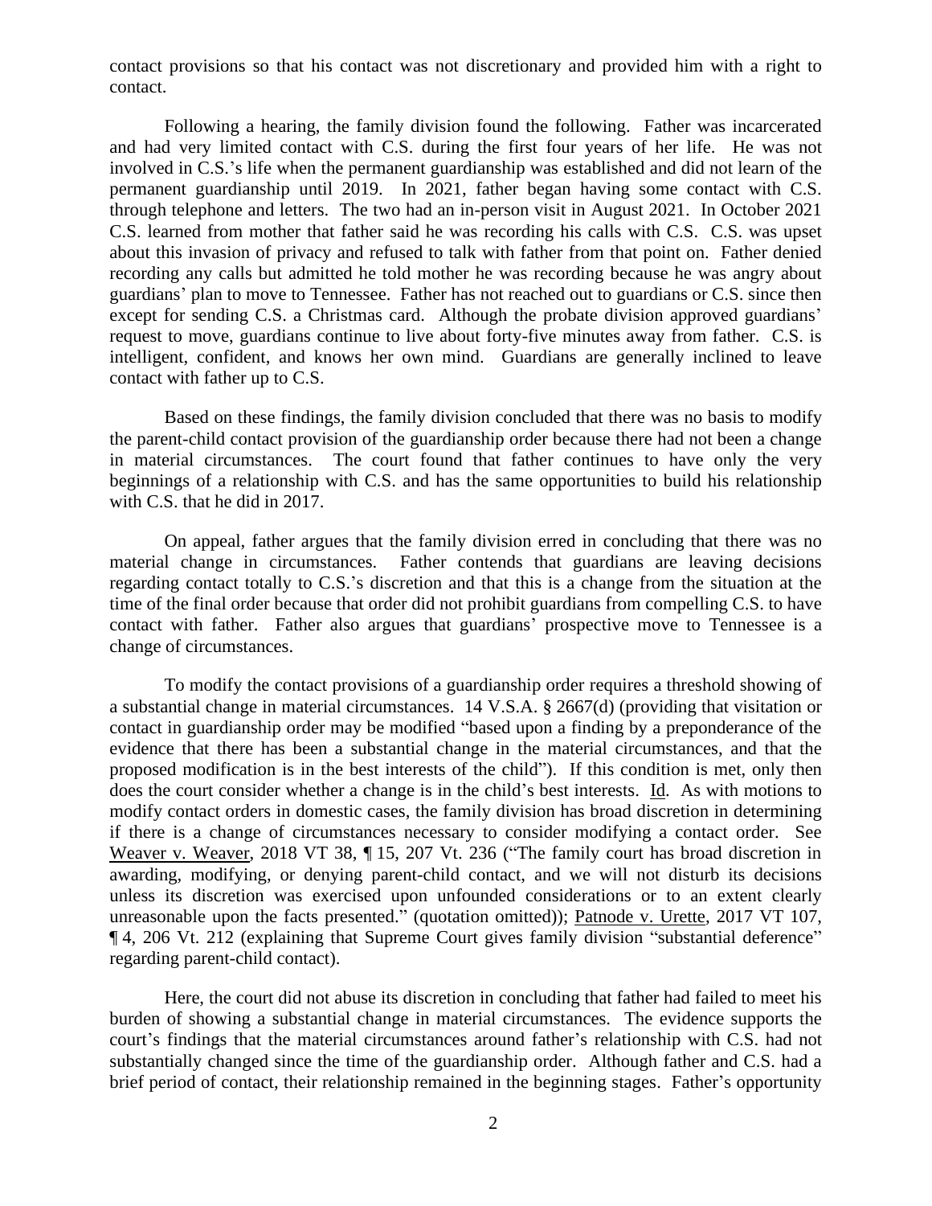contact provisions so that his contact was not discretionary and provided him with a right to contact.

Following a hearing, the family division found the following. Father was incarcerated and had very limited contact with C.S. during the first four years of her life. He was not involved in C.S.'s life when the permanent guardianship was established and did not learn of the permanent guardianship until 2019. In 2021, father began having some contact with C.S. through telephone and letters. The two had an in-person visit in August 2021. In October 2021 C.S. learned from mother that father said he was recording his calls with C.S. C.S. was upset about this invasion of privacy and refused to talk with father from that point on. Father denied recording any calls but admitted he told mother he was recording because he was angry about guardians' plan to move to Tennessee. Father has not reached out to guardians or C.S. since then except for sending C.S. a Christmas card. Although the probate division approved guardians' request to move, guardians continue to live about forty-five minutes away from father. C.S. is intelligent, confident, and knows her own mind. Guardians are generally inclined to leave contact with father up to C.S.

Based on these findings, the family division concluded that there was no basis to modify the parent-child contact provision of the guardianship order because there had not been a change in material circumstances. The court found that father continues to have only the very beginnings of a relationship with C.S. and has the same opportunities to build his relationship with C.S. that he did in 2017.

On appeal, father argues that the family division erred in concluding that there was no material change in circumstances. Father contends that guardians are leaving decisions regarding contact totally to C.S.'s discretion and that this is a change from the situation at the time of the final order because that order did not prohibit guardians from compelling C.S. to have contact with father. Father also argues that guardians' prospective move to Tennessee is a change of circumstances.

To modify the contact provisions of a guardianship order requires a threshold showing of a substantial change in material circumstances. 14 V.S.A. § 2667(d) (providing that visitation or contact in guardianship order may be modified "based upon a finding by a preponderance of the evidence that there has been a substantial change in the material circumstances, and that the proposed modification is in the best interests of the child"). If this condition is met, only then does the court consider whether a change is in the child's best interests. Id. As with motions to modify contact orders in domestic cases, the family division has broad discretion in determining if there is a change of circumstances necessary to consider modifying a contact order. See Weaver v. Weaver, 2018 VT 38, ¶ 15, 207 Vt. 236 ("The family court has broad discretion in awarding, modifying, or denying parent-child contact, and we will not disturb its decisions unless its discretion was exercised upon unfounded considerations or to an extent clearly unreasonable upon the facts presented." (quotation omitted)); Patnode v. Urette, 2017 VT 107, ¶ 4, 206 Vt. 212 (explaining that Supreme Court gives family division "substantial deference" regarding parent-child contact).

Here, the court did not abuse its discretion in concluding that father had failed to meet his burden of showing a substantial change in material circumstances. The evidence supports the court's findings that the material circumstances around father's relationship with C.S. had not substantially changed since the time of the guardianship order. Although father and C.S. had a brief period of contact, their relationship remained in the beginning stages. Father's opportunity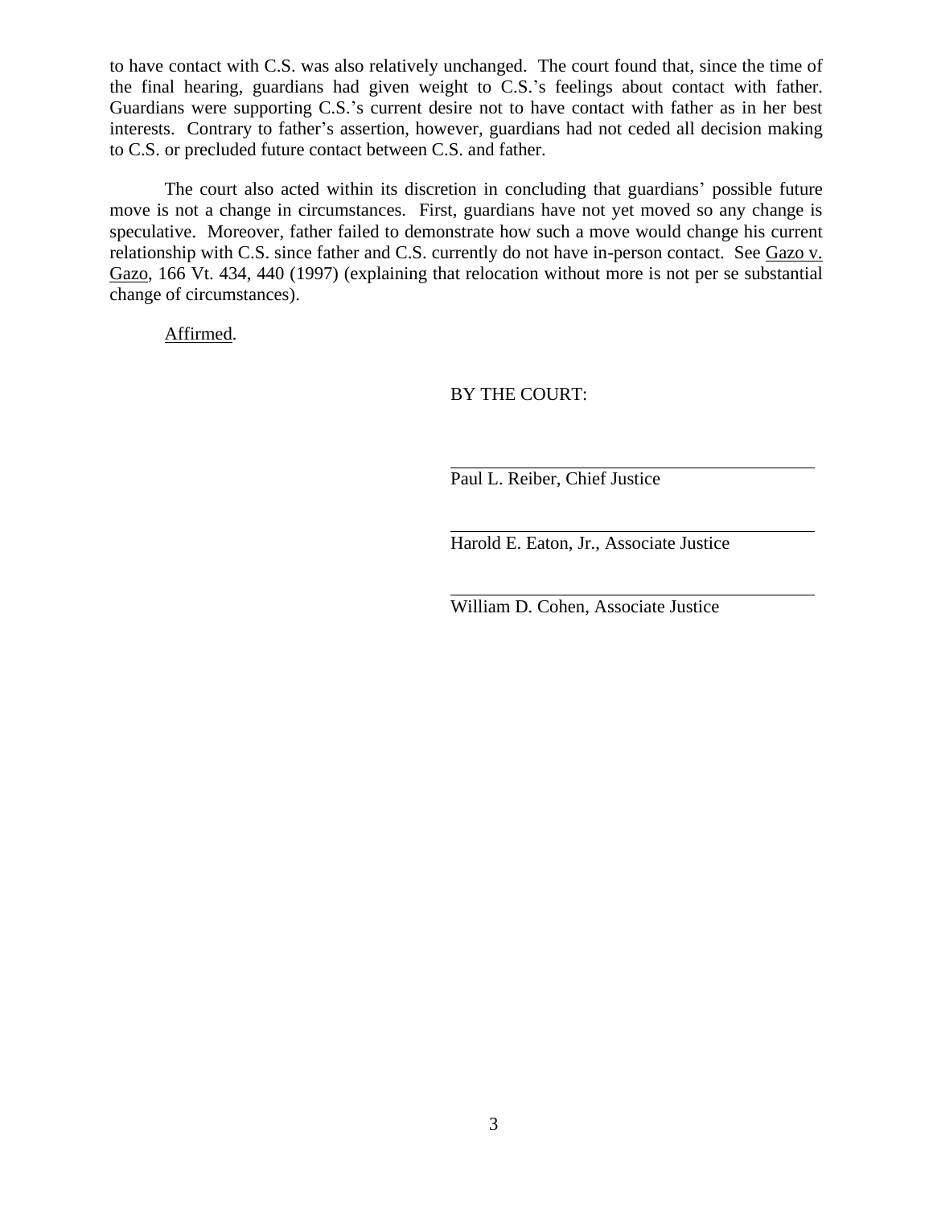to have contact with C.S. was also relatively unchanged. The court found that, since the time of the final hearing, guardians had given weight to C.S.'s feelings about contact with father. Guardians were supporting C.S.'s current desire not to have contact with father as in her best interests. Contrary to father's assertion, however, guardians had not ceded all decision making to C.S. or precluded future contact between C.S. and father.

The court also acted within its discretion in concluding that guardians' possible future move is not a change in circumstances. First, guardians have not yet moved so any change is speculative. Moreover, father failed to demonstrate how such a move would change his current relationship with C.S. since father and C.S. currently do not have in-person contact. See Gazo v. Gazo, 166 Vt. 434, 440 (1997) (explaining that relocation without more is not per se substantial change of circumstances).

Affirmed.

BY THE COURT:

Paul L. Reiber, Chief Justice

Harold E. Eaton, Jr., Associate Justice

William D. Cohen, Associate Justice